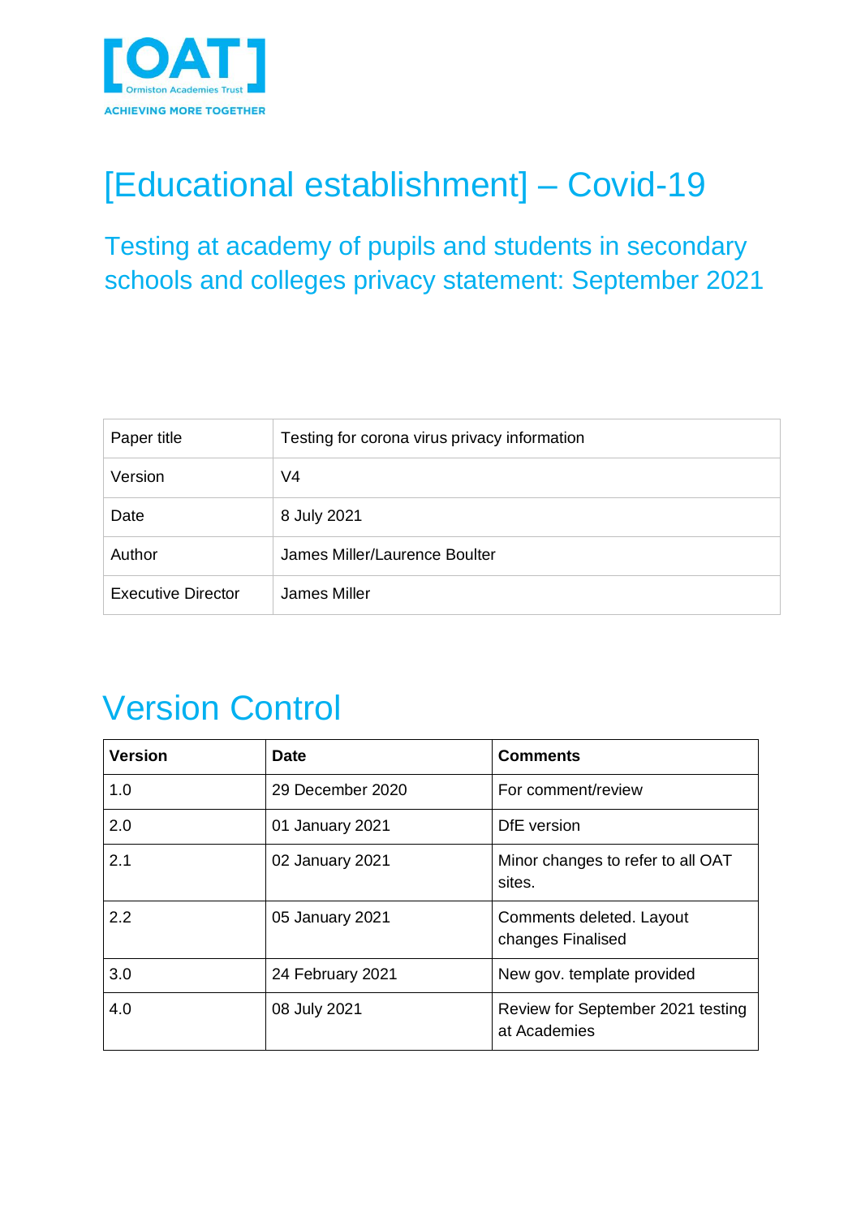[OAT]
Ormiston Academies Trust
ACHIEVING MORE TOGETHER

# [Educational establishment] – Covid-19

## Testing at academy of pupils and students in secondary schools and colleges privacy statement: September 2021

| Paper title | Testing for corona virus privacy information |
|---|---|
| Version | V4 |
| Date | 8 July 2021 |
| Author | James Miller/Laurence Boulter |
| Executive Director | James Miller |

# Version Control

| Version | Date | Comments |
|---|---|---|
| 1.0 | 29 December 2020 | For comment/review |
| 2.0 | 01 January 2021 | DfE version |
| 2.1 | 02 January 2021 | Minor changes to refer to all OAT sites. |
| 2.2 | 05 January 2021 | Comments deleted. Layout changes Finalised |
| 3.0 | 24 February 2021 | New gov. template provided |
| 4.0 | 08 July 2021 | Review for September 2021 testing at Academies |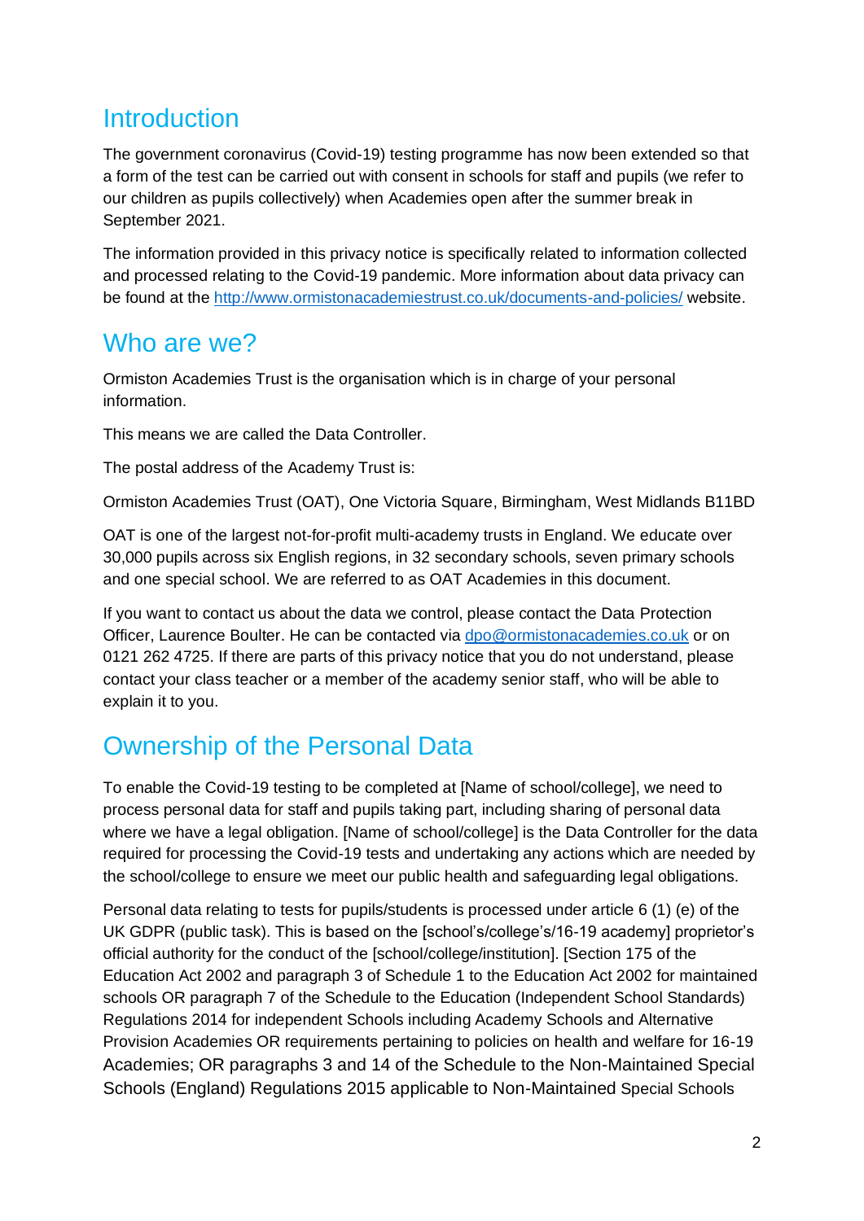## Introduction

The government coronavirus (Covid-19) testing programme has now been extended so that a form of the test can be carried out with consent in schools for staff and pupils (we refer to our children as pupils collectively) when Academies open after the summer break in September 2021.

The information provided in this privacy notice is specifically related to information collected and processed relating to the Covid-19 pandemic. More information about data privacy can be found at the [http://www.ormistonacademiestrust.co.uk/documents-and-policies/](http://www.ormistonacademiestrust.co.uk/documents-and-policies/) website.

## Who are we?

Ormiston Academies Trust is the organisation which is in charge of your personal information.

This means we are called the Data Controller.

The postal address of the Academy Trust is:

Ormiston Academies Trust (OAT), One Victoria Square, Birmingham, West Midlands B11BD

OAT is one of the largest not-for-profit multi-academy trusts in England. We educate over 30,000 pupils across six English regions, in 32 secondary schools, seven primary schools and one special school. We are referred to as OAT Academies in this document.

If you want to contact us about the data we control, please contact the Data Protection Officer, Laurence Boulter. He can be contacted via [dpo@ormistonacademies.co.uk](mailto:dpo@ormistonacademies.co.uk) or on 0121 262 4725. If there are parts of this privacy notice that you do not understand, please contact your class teacher or a member of the academy senior staff, who will be able to explain it to you.

## Ownership of the Personal Data

To enable the Covid-19 testing to be completed at [Name of school/college], we need to process personal data for staff and pupils taking part, including sharing of personal data where we have a legal obligation. [Name of school/college] is the Data Controller for the data required for processing the Covid-19 tests and undertaking any actions which are needed by the school/college to ensure we meet our public health and safeguarding legal obligations.

Personal data relating to tests for pupils/students is processed under article 6 (1) (e) of the UK GDPR (public task). This is based on the [school's/college's/16-19 academy] proprietor's official authority for the conduct of the [school/college/institution]. [Section 175 of the Education Act 2002 and paragraph 3 of Schedule 1 to the Education Act 2002 for maintained schools OR paragraph 7 of the Schedule to the Education (Independent School Standards) Regulations 2014 for independent Schools including Academy Schools and Alternative Provision Academies OR requirements pertaining to policies on health and welfare for 16-19 Academies; OR paragraphs 3 and 14 of the Schedule to the Non-Maintained Special Schools (England) Regulations 2015 applicable to Non-Maintained Special Schools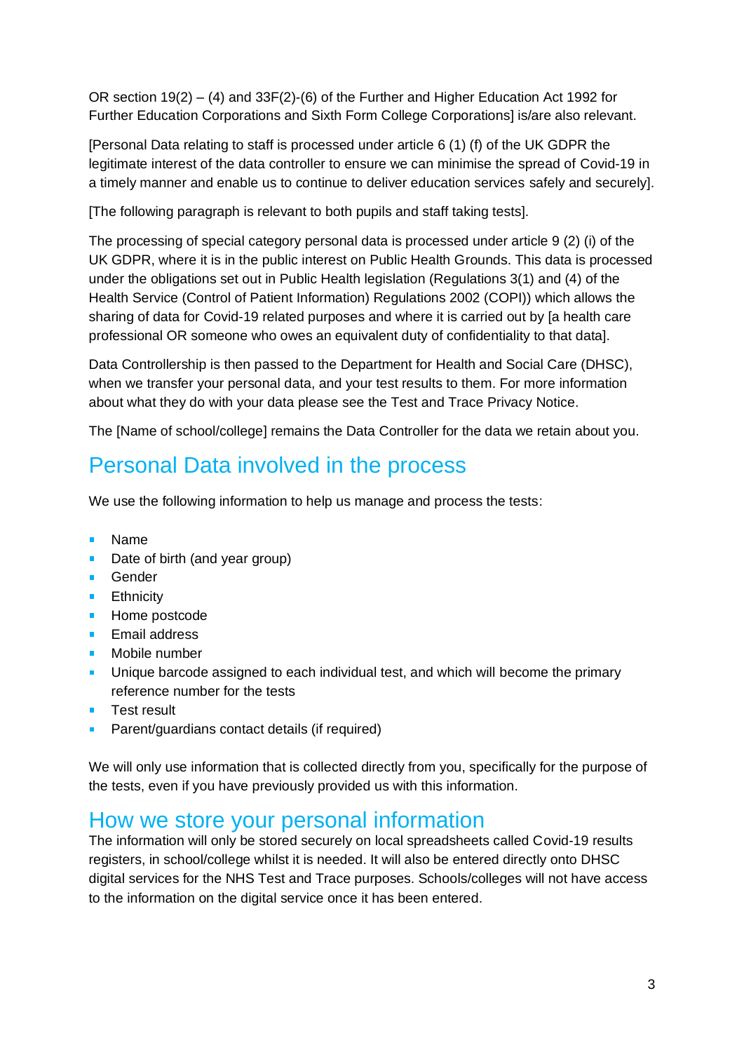OR section 19(2) – (4) and 33F(2)-(6) of the Further and Higher Education Act 1992 for Further Education Corporations and Sixth Form College Corporations] is/are also relevant.

[Personal Data relating to staff is processed under article 6 (1) (f) of the UK GDPR the legitimate interest of the data controller to ensure we can minimise the spread of Covid-19 in a timely manner and enable us to continue to deliver education services safely and securely].

[The following paragraph is relevant to both pupils and staff taking tests].

The processing of special category personal data is processed under article 9 (2) (i) of the UK GDPR, where it is in the public interest on Public Health Grounds. This data is processed under the obligations set out in Public Health legislation (Regulations 3(1) and (4) of the Health Service (Control of Patient Information) Regulations 2002 (COPI)) which allows the sharing of data for Covid-19 related purposes and where it is carried out by [a health care professional OR someone who owes an equivalent duty of confidentiality to that data].

Data Controllership is then passed to the Department for Health and Social Care (DHSC), when we transfer your personal data, and your test results to them. For more information about what they do with your data please see the Test and Trace Privacy Notice.

The [Name of school/college] remains the Data Controller for the data we retain about you.

## Personal Data involved in the process

We use the following information to help us manage and process the tests:

- Name
- Date of birth (and year group)
- Gender
- Ethnicity
- Home postcode
- Email address
- Mobile number
- Unique barcode assigned to each individual test, and which will become the primary reference number for the tests
- Test result
- Parent/guardians contact details (if required)

We will only use information that is collected directly from you, specifically for the purpose of the tests, even if you have previously provided us with this information.

## How we store your personal information

The information will only be stored securely on local spreadsheets called Covid-19 results registers, in school/college whilst it is needed. It will also be entered directly onto DHSC digital services for the NHS Test and Trace purposes. Schools/colleges will not have access to the information on the digital service once it has been entered.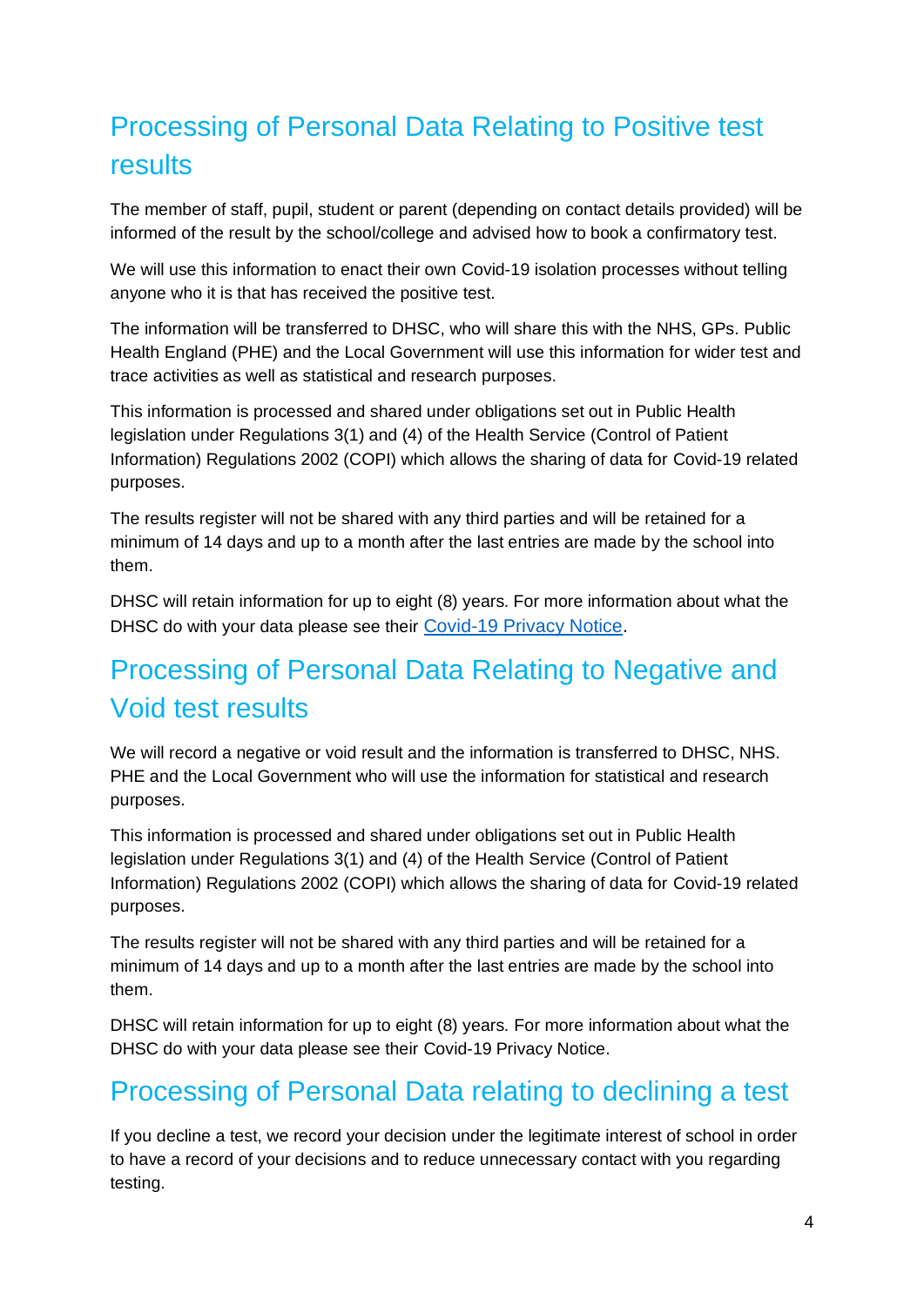## Processing of Personal Data Relating to Positive test results

The member of staff, pupil, student or parent (depending on contact details provided) will be informed of the result by the school/college and advised how to book a confirmatory test.

We will use this information to enact their own Covid-19 isolation processes without telling anyone who it is that has received the positive test.

The information will be transferred to DHSC, who will share this with the NHS, GPs. Public Health England (PHE) and the Local Government will use this information for wider test and trace activities as well as statistical and research purposes.

This information is processed and shared under obligations set out in Public Health legislation under Regulations 3(1) and (4) of the Health Service (Control of Patient Information) Regulations 2002 (COPI) which allows the sharing of data for Covid-19 related purposes.

The results register will not be shared with any third parties and will be retained for a minimum of 14 days and up to a month after the last entries are made by the school into them.

DHSC will retain information for up to eight (8) years. For more information about what the DHSC do with your data please see their Covid-19 Privacy Notice.

## Processing of Personal Data Relating to Negative and Void test results

We will record a negative or void result and the information is transferred to DHSC, NHS. PHE and the Local Government who will use the information for statistical and research purposes.

This information is processed and shared under obligations set out in Public Health legislation under Regulations 3(1) and (4) of the Health Service (Control of Patient Information) Regulations 2002 (COPI) which allows the sharing of data for Covid-19 related purposes.

The results register will not be shared with any third parties and will be retained for a minimum of 14 days and up to a month after the last entries are made by the school into them.

DHSC will retain information for up to eight (8) years. For more information about what the DHSC do with your data please see their Covid-19 Privacy Notice.

## Processing of Personal Data relating to declining a test

If you decline a test, we record your decision under the legitimate interest of school in order to have a record of your decisions and to reduce unnecessary contact with you regarding testing.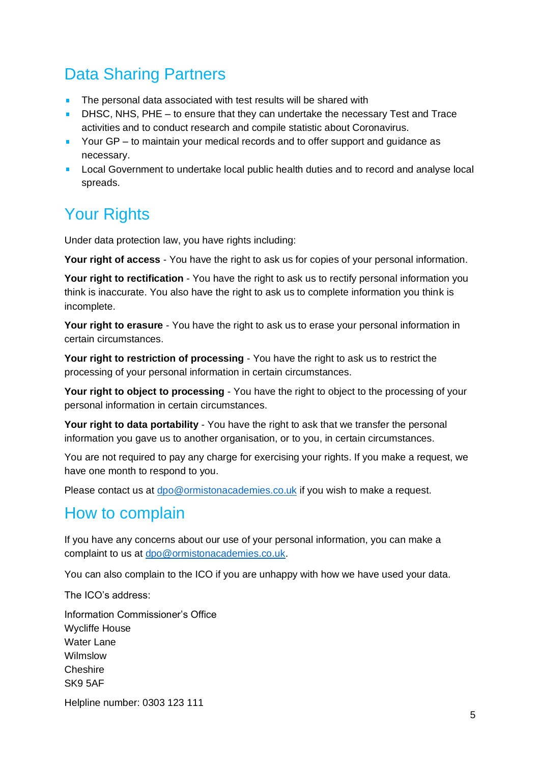## Data Sharing Partners

- The personal data associated with test results will be shared with
- DHSC, NHS, PHE – to ensure that they can undertake the necessary Test and Trace activities and to conduct research and compile statistic about Coronavirus.
- Your GP – to maintain your medical records and to offer support and guidance as necessary.
- Local Government to undertake local public health duties and to record and analyse local spreads.

## Your Rights

Under data protection law, you have rights including:

**Your right of access** - You have the right to ask us for copies of your personal information.

**Your right to rectification** - You have the right to ask us to rectify personal information you think is inaccurate. You also have the right to ask us to complete information you think is incomplete.

**Your right to erasure** - You have the right to ask us to erase your personal information in certain circumstances.

**Your right to restriction of processing** - You have the right to ask us to restrict the processing of your personal information in certain circumstances.

**Your right to object to processing** - You have the right to object to the processing of your personal information in certain circumstances.

**Your right to data portability** - You have the right to ask that we transfer the personal information you gave us to another organisation, or to you, in certain circumstances.

You are not required to pay any charge for exercising your rights. If you make a request, we have one month to respond to you.

Please contact us at dpo@ormistonacademies.co.uk if you wish to make a request.

## How to complain

If you have any concerns about our use of your personal information, you can make a complaint to us at dpo@ormistonacademies.co.uk.

You can also complain to the ICO if you are unhappy with how we have used your data.

The ICO's address:

Information Commissioner's Office  
Wycliffe House  
Water Lane  
Wilmslow  
Cheshire  
SK9 5AF

Helpline number: 0303 123 111